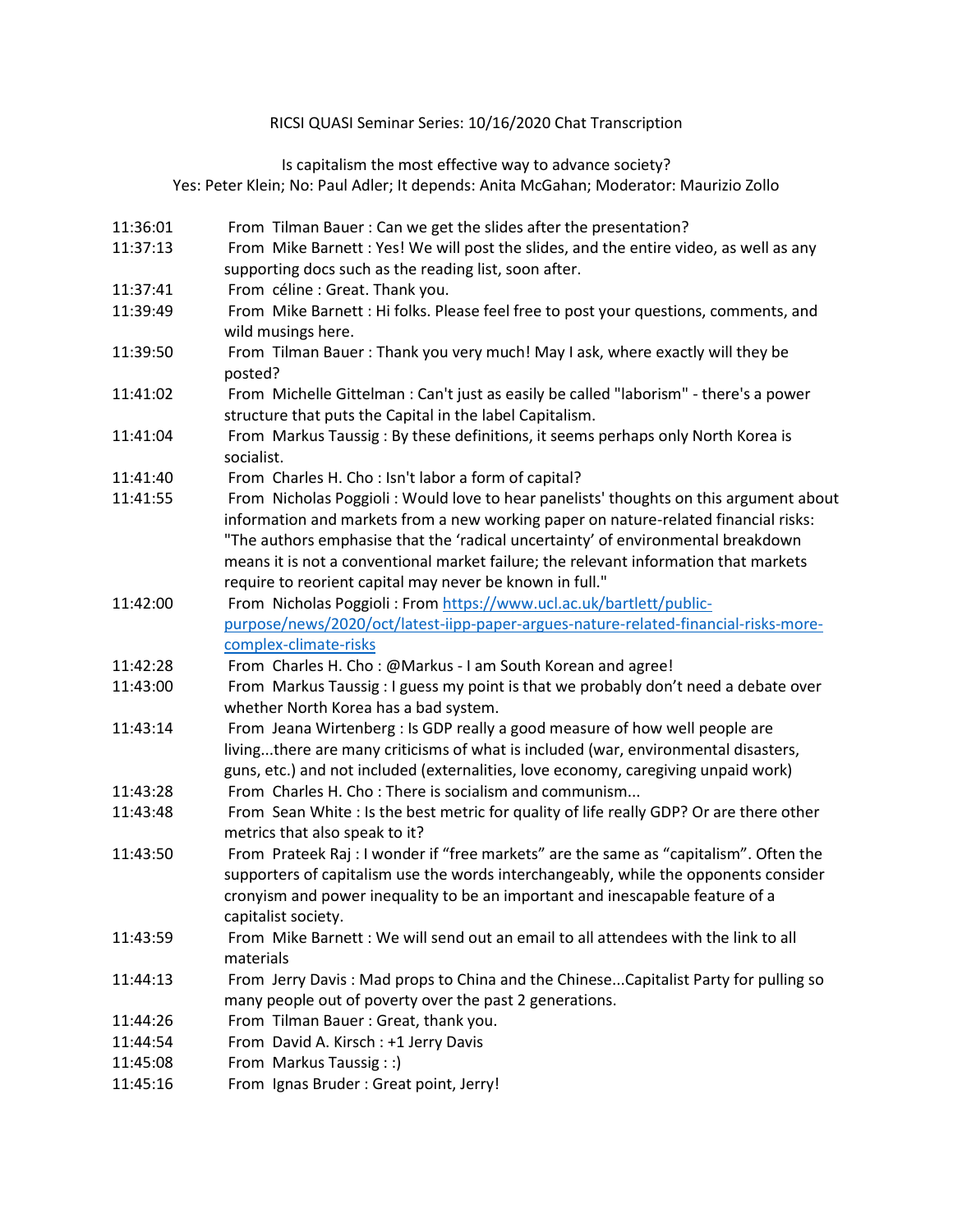# RICSI QUASI Seminar Series: 10/16/2020 Chat Transcription

Is capitalism the most effective way to advance society?
Yes: Peter Klein; No: Paul Adler; It depends: Anita McGahan; Moderator: Maurizio Zollo

11:36:01 From Tilman Bauer : Can we get the slides after the presentation?

11:37:13 From Mike Barnett : Yes! We will post the slides, and the entire video, as well as any supporting docs such as the reading list, soon after.

11:37:41 From céline : Great. Thank you.

11:39:49 From Mike Barnett : Hi folks. Please feel free to post your questions, comments, and wild musings here.

11:39:50 From Tilman Bauer : Thank you very much! May I ask, where exactly will they be posted?

11:41:02 From Michelle Gittelman : Can't just as easily be called "laborism" - there's a power structure that puts the Capital in the label Capitalism.

11:41:04 From Markus Taussig : By these definitions, it seems perhaps only North Korea is socialist.

11:41:40 From Charles H. Cho : Isn't labor a form of capital?

11:41:55 From Nicholas Poggioli : Would love to hear panelists' thoughts on this argument about information and markets from a new working paper on nature-related financial risks: "The authors emphasise that the 'radical uncertainty' of environmental breakdown means it is not a conventional market failure; the relevant information that markets require to reorient capital may never be known in full."

11:42:00 From Nicholas Poggioli : From [https://www.ucl.ac.uk/bartlett/public-purpose/news/2020/oct/latest-iipp-paper-argues-nature-related-financial-risks-more-complex-climate-risks](https://www.ucl.ac.uk/bartlett/public-purpose/news/2020/oct/latest-iipp-paper-argues-nature-related-financial-risks-more-complex-climate-risks)

11:42:28 From Charles H. Cho : @Markus - I am South Korean and agree!

11:43:00 From Markus Taussig : I guess my point is that we probably don't need a debate over whether North Korea has a bad system.

11:43:14 From Jeana Wirtenberg : Is GDP really a good measure of how well people are living...there are many criticisms of what is included (war, environmental disasters, guns, etc.) and not included (externalities, love economy, caregiving unpaid work)

11:43:28 From Charles H. Cho : There is socialism and communism...

11:43:48 From Sean White : Is the best metric for quality of life really GDP? Or are there other metrics that also speak to it?

11:43:50 From Prateek Raj : I wonder if "free markets" are the same as "capitalism". Often the supporters of capitalism use the words interchangeably, while the opponents consider cronyism and power inequality to be an important and inescapable feature of a capitalist society.

11:43:59 From Mike Barnett : We will send out an email to all attendees with the link to all materials

11:44:13 From Jerry Davis : Mad props to China and the Chinese...Capitalist Party for pulling so many people out of poverty over the past 2 generations.

11:44:26 From Tilman Bauer : Great, thank you.

11:44:54 From David A. Kirsch : +1 Jerry Davis

11:45:08 From Markus Taussig : :)

11:45:16 From Ignas Bruder : Great point, Jerry!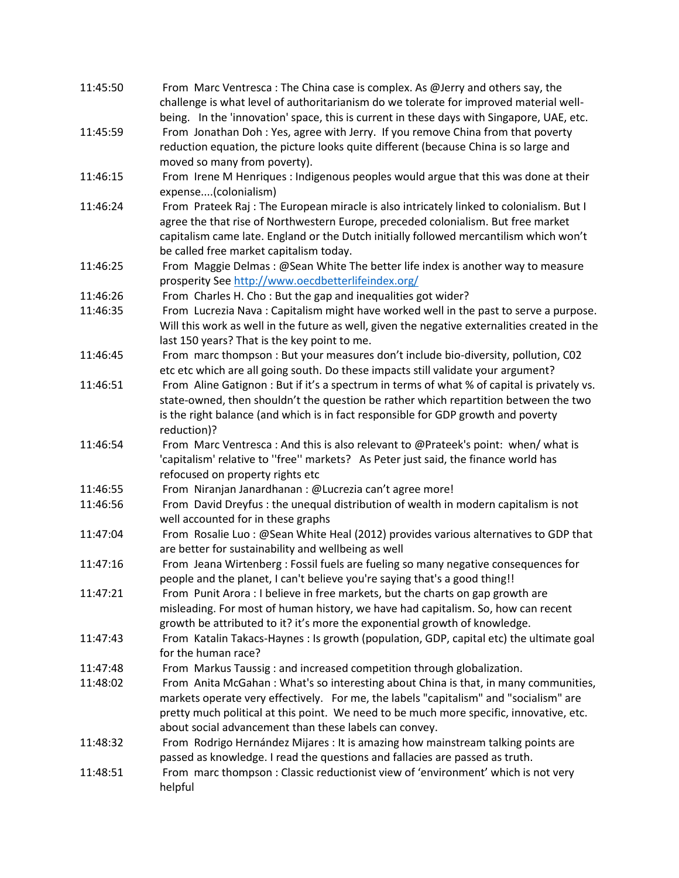| | |
|---|---|
| 11:45:50 | From Marc Ventresca : The China case is complex. As @Jerry and others say, the challenge is what level of authoritarianism do we tolerate for improved material well-being. In the 'innovation' space, this is current in these days with Singapore, UAE, etc. |
| 11:45:59 | From Jonathan Doh : Yes, agree with Jerry. If you remove China from that poverty reduction equation, the picture looks quite different (because China is so large and moved so many from poverty). |
| 11:46:15 | From Irene M Henriques : Indigenous peoples would argue that this was done at their expense....(colonialism) |
| 11:46:24 | From Prateek Raj : The European miracle is also intricately linked to colonialism. But I agree the that rise of Northwestern Europe, preceded colonialism. But free market capitalism came late. England or the Dutch initially followed mercantilism which won't be called free market capitalism today. |
| 11:46:25 | From Maggie Delmas : @Sean White The better life index is another way to measure prosperity See [http://www.oecdbetterlifeindex.org/](http://www.oecdbetterlifeindex.org/) |
| 11:46:26 | From Charles H. Cho : But the gap and inequalities got wider? |
| 11:46:35 | From Lucrezia Nava : Capitalism might have worked well in the past to serve a purpose. Will this work as well in the future as well, given the negative externalities created in the last 150 years? That is the key point to me. |
| 11:46:45 | From marc thompson : But your measures don't include bio-diversity, pollution, C02 etc etc which are all going south. Do these impacts still validate your argument? |
| 11:46:51 | From Aline Gatignon : But if it's a spectrum in terms of what % of capital is privately vs. state-owned, then shouldn't the question be rather which repartition between the two is the right balance (and which is in fact responsible for GDP growth and poverty reduction)? |
| 11:46:54 | From Marc Ventresca : And this is also relevant to @Prateek's point: when/ what is 'capitalism' relative to ''free'' markets? As Peter just said, the finance world has refocused on property rights etc |
| 11:46:55 | From Niranjan Janardhanan : @Lucrezia can't agree more! |
| 11:46:56 | From David Dreyfus : the unequal distribution of wealth in modern capitalism is not well accounted for in these graphs |
| 11:47:04 | From Rosalie Luo : @Sean White Heal (2012) provides various alternatives to GDP that are better for sustainability and wellbeing as well |
| 11:47:16 | From Jeana Wirtenberg : Fossil fuels are fueling so many negative consequences for people and the planet, I can't believe you're saying that's a good thing!! |
| 11:47:21 | From Punit Arora : I believe in free markets, but the charts on gap growth are misleading. For most of human history, we have had capitalism. So, how can recent growth be attributed to it? it's more the exponential growth of knowledge. |
| 11:47:43 | From Katalin Takacs-Haynes : Is growth (population, GDP, capital etc) the ultimate goal for the human race? |
| 11:47:48 | From Markus Taussig : and increased competition through globalization. |
| 11:48:02 | From Anita McGahan : What's so interesting about China is that, in many communities, markets operate very effectively. For me, the labels "capitalism" and "socialism" are pretty much political at this point. We need to be much more specific, innovative, etc. about social advancement than these labels can convey. |
| 11:48:32 | From Rodrigo Hernández Mijares : It is amazing how mainstream talking points are passed as knowledge. I read the questions and fallacies are passed as truth. |
| 11:48:51 | From marc thompson : Classic reductionist view of 'environment' which is not very helpful |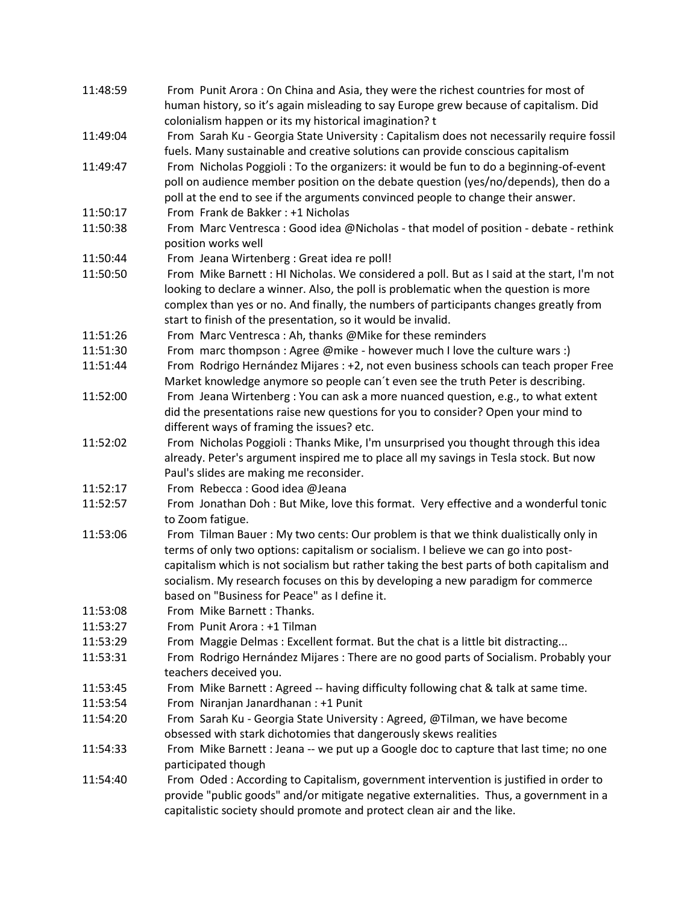11:48:59 From Punit Arora : On China and Asia, they were the richest countries for most of human history, so it's again misleading to say Europe grew because of capitalism. Did colonialism happen or its my historical imagination? t

11:49:04 From Sarah Ku - Georgia State University : Capitalism does not necessarily require fossil fuels. Many sustainable and creative solutions can provide conscious capitalism

11:49:47 From Nicholas Poggioli : To the organizers: it would be fun to do a beginning-of-event poll on audience member position on the debate question (yes/no/depends), then do a poll at the end to see if the arguments convinced people to change their answer.

11:50:17 From Frank de Bakker : +1 Nicholas

11:50:38 From Marc Ventresca : Good idea @Nicholas - that model of position - debate - rethink position works well

11:50:44 From Jeana Wirtenberg : Great idea re poll!

11:50:50 From Mike Barnett : HI Nicholas. We considered a poll. But as I said at the start, I'm not looking to declare a winner. Also, the poll is problematic when the question is more complex than yes or no. And finally, the numbers of participants changes greatly from start to finish of the presentation, so it would be invalid.

11:51:26 From Marc Ventresca : Ah, thanks @Mike for these reminders

11:51:30 From marc thompson : Agree @mike - however much I love the culture wars :)

11:51:44 From Rodrigo Hernández Mijares : +2, not even business schools can teach proper Free Market knowledge anymore so people can´t even see the truth Peter is describing.

11:52:00 From Jeana Wirtenberg : You can ask a more nuanced question, e.g., to what extent did the presentations raise new questions for you to consider? Open your mind to different ways of framing the issues? etc.

11:52:02 From Nicholas Poggioli : Thanks Mike, I'm unsurprised you thought through this idea already. Peter's argument inspired me to place all my savings in Tesla stock. But now Paul's slides are making me reconsider.

11:52:17 From Rebecca : Good idea @Jeana

11:52:57 From Jonathan Doh : But Mike, love this format. Very effective and a wonderful tonic to Zoom fatigue.

11:53:06 From Tilman Bauer : My two cents: Our problem is that we think dualistically only in terms of only two options: capitalism or socialism. I believe we can go into post-capitalism which is not socialism but rather taking the best parts of both capitalism and socialism. My research focuses on this by developing a new paradigm for commerce based on "Business for Peace" as I define it.

11:53:08 From Mike Barnett : Thanks.

11:53:27 From Punit Arora : +1 Tilman

11:53:29 From Maggie Delmas : Excellent format. But the chat is a little bit distracting...

11:53:31 From Rodrigo Hernández Mijares : There are no good parts of Socialism. Probably your teachers deceived you.

11:53:45 From Mike Barnett : Agreed -- having difficulty following chat & talk at same time.

11:53:54 From Niranjan Janardhanan : +1 Punit

11:54:20 From Sarah Ku - Georgia State University : Agreed, @Tilman, we have become obsessed with stark dichotomies that dangerously skews realities

11:54:33 From Mike Barnett : Jeana -- we put up a Google doc to capture that last time; no one participated though

11:54:40 From Oded : According to Capitalism, government intervention is justified in order to provide "public goods" and/or mitigate negative externalities. Thus, a government in a capitalistic society should promote and protect clean air and the like.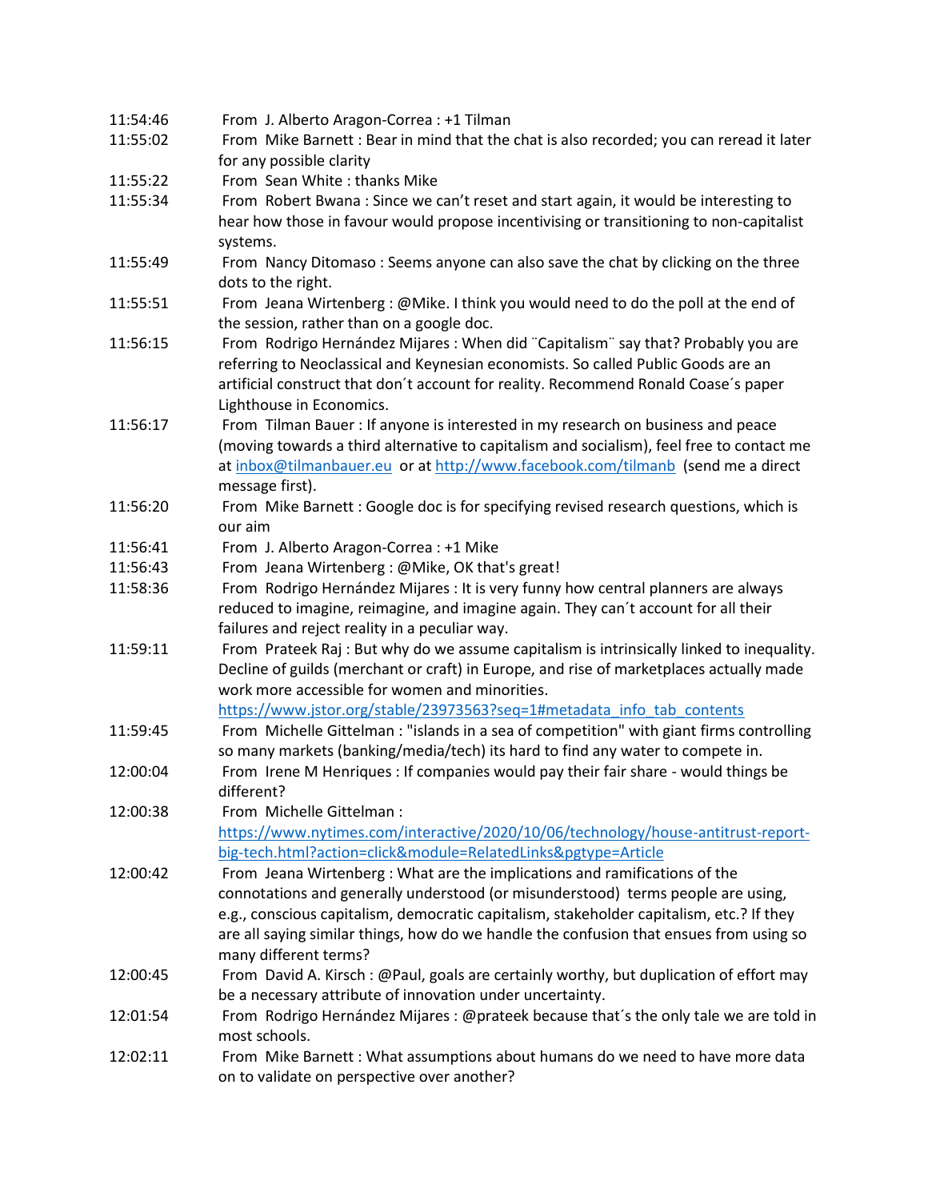11:54:46 From J. Alberto Aragon-Correa : +1 Tilman

11:55:02 From Mike Barnett : Bear in mind that the chat is also recorded; you can reread it later for any possible clarity

11:55:22 From Sean White : thanks Mike

11:55:34 From Robert Bwana : Since we can't reset and start again, it would be interesting to hear how those in favour would propose incentivising or transitioning to non-capitalist systems.

11:55:49 From Nancy Ditomaso : Seems anyone can also save the chat by clicking on the three dots to the right.

11:55:51 From Jeana Wirtenberg : @Mike. I think you would need to do the poll at the end of the session, rather than on a google doc.

11:56:15 From Rodrigo Hernández Mijares : When did ¨Capitalism¨ say that? Probably you are referring to Neoclassical and Keynesian economists. So called Public Goods are an artificial construct that don´t account for reality. Recommend Ronald Coase´s paper Lighthouse in Economics.

11:56:17 From Tilman Bauer : If anyone is interested in my research on business and peace (moving towards a third alternative to capitalism and socialism), feel free to contact me at inbox@tilmanbauer.eu or at http://www.facebook.com/tilmanb (send me a direct message first).

11:56:20 From Mike Barnett : Google doc is for specifying revised research questions, which is our aim

11:56:41 From J. Alberto Aragon-Correa : +1 Mike

11:56:43 From Jeana Wirtenberg : @Mike, OK that's great!

11:58:36 From Rodrigo Hernández Mijares : It is very funny how central planners are always reduced to imagine, reimagine, and imagine again. They can´t account for all their failures and reject reality in a peculiar way.

11:59:11 From Prateek Raj : But why do we assume capitalism is intrinsically linked to inequality. Decline of guilds (merchant or craft) in Europe, and rise of marketplaces actually made work more accessible for women and minorities. https://www.jstor.org/stable/23973563?seq=1#metadata_info_tab_contents

11:59:45 From Michelle Gittelman : "islands in a sea of competition" with giant firms controlling so many markets (banking/media/tech) its hard to find any water to compete in.

12:00:04 From Irene M Henriques : If companies would pay their fair share - would things be different?

12:00:38 From Michelle Gittelman : https://www.nytimes.com/interactive/2020/10/06/technology/house-antitrust-report-big-tech.html?action=click&module=RelatedLinks&pgtype=Article

12:00:42 From Jeana Wirtenberg : What are the implications and ramifications of the connotations and generally understood (or misunderstood) terms people are using, e.g., conscious capitalism, democratic capitalism, stakeholder capitalism, etc.? If they are all saying similar things, how do we handle the confusion that ensues from using so many different terms?

12:00:45 From David A. Kirsch : @Paul, goals are certainly worthy, but duplication of effort may be a necessary attribute of innovation under uncertainty.

12:01:54 From Rodrigo Hernández Mijares : @prateek because that´s the only tale we are told in most schools.

12:02:11 From Mike Barnett : What assumptions about humans do we need to have more data on to validate on perspective over another?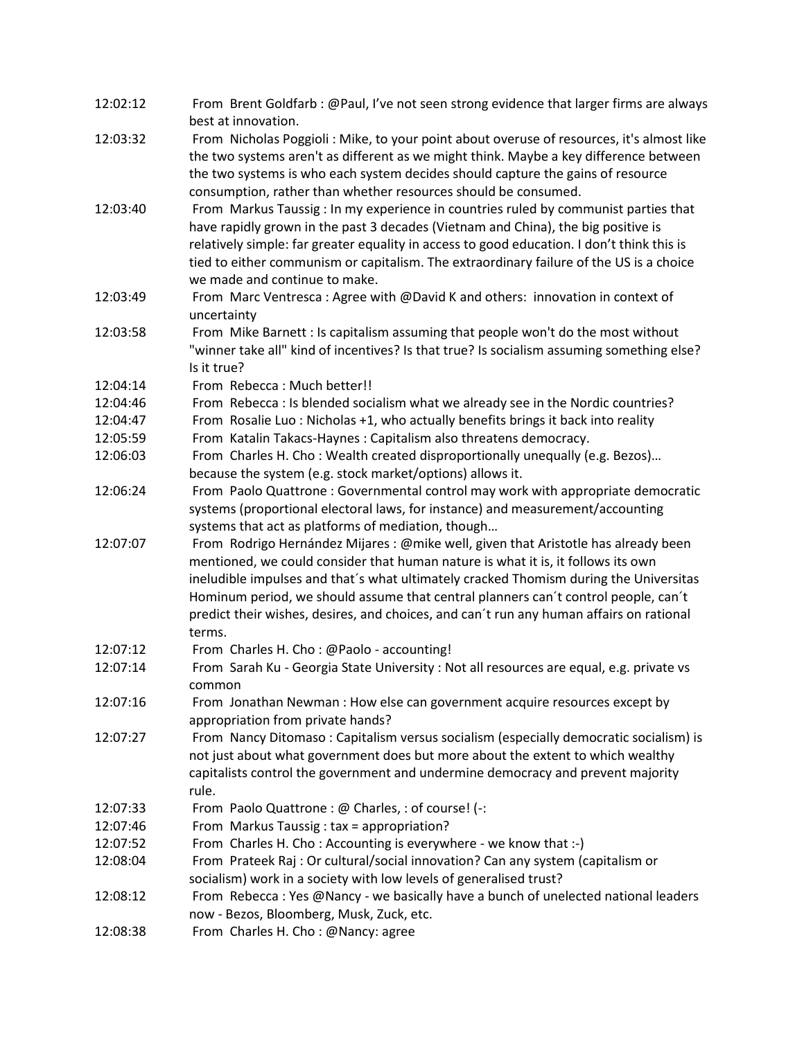12:02:12 From Brent Goldfarb : @Paul, I've not seen strong evidence that larger firms are always best at innovation.

12:03:32 From Nicholas Poggioli : Mike, to your point about overuse of resources, it's almost like the two systems aren't as different as we might think. Maybe a key difference between the two systems is who each system decides should capture the gains of resource consumption, rather than whether resources should be consumed.

12:03:40 From Markus Taussig : In my experience in countries ruled by communist parties that have rapidly grown in the past 3 decades (Vietnam and China), the big positive is relatively simple: far greater equality in access to good education. I don't think this is tied to either communism or capitalism. The extraordinary failure of the US is a choice we made and continue to make.

12:03:49 From Marc Ventresca : Agree with @David K and others: innovation in context of uncertainty

12:03:58 From Mike Barnett : Is capitalism assuming that people won't do the most without "winner take all" kind of incentives? Is that true? Is socialism assuming something else? Is it true?

12:04:14 From Rebecca : Much better!!

12:04:46 From Rebecca : Is blended socialism what we already see in the Nordic countries?

12:04:47 From Rosalie Luo : Nicholas +1, who actually benefits brings it back into reality

12:05:59 From Katalin Takacs-Haynes : Capitalism also threatens democracy.

12:06:03 From Charles H. Cho : Wealth created disproportionally unequally (e.g. Bezos)… because the system (e.g. stock market/options) allows it.

12:06:24 From Paolo Quattrone : Governmental control may work with appropriate democratic systems (proportional electoral laws, for instance) and measurement/accounting systems that act as platforms of mediation, though…

12:07:07 From Rodrigo Hernández Mijares : @mike well, given that Aristotle has already been mentioned, we could consider that human nature is what it is, it follows its own ineludible impulses and that´s what ultimately cracked Thomism during the Universitas Hominum period, we should assume that central planners can´t control people, can´t predict their wishes, desires, and choices, and can´t run any human affairs on rational terms.

12:07:12 From Charles H. Cho : @Paolo - accounting!

12:07:14 From Sarah Ku - Georgia State University : Not all resources are equal, e.g. private vs common

12:07:16 From Jonathan Newman : How else can government acquire resources except by appropriation from private hands?

12:07:27 From Nancy Ditomaso : Capitalism versus socialism (especially democratic socialism) is not just about what government does but more about the extent to which wealthy capitalists control the government and undermine democracy and prevent majority rule.

12:07:33 From Paolo Quattrone : @ Charles, : of course! (-:

12:07:46 From Markus Taussig : tax = appropriation?

12:07:52 From Charles H. Cho : Accounting is everywhere - we know that :-)

12:08:04 From Prateek Raj : Or cultural/social innovation? Can any system (capitalism or socialism) work in a society with low levels of generalised trust?

12:08:12 From Rebecca : Yes @Nancy - we basically have a bunch of unelected national leaders now - Bezos, Bloomberg, Musk, Zuck, etc.

12:08:38 From Charles H. Cho : @Nancy: agree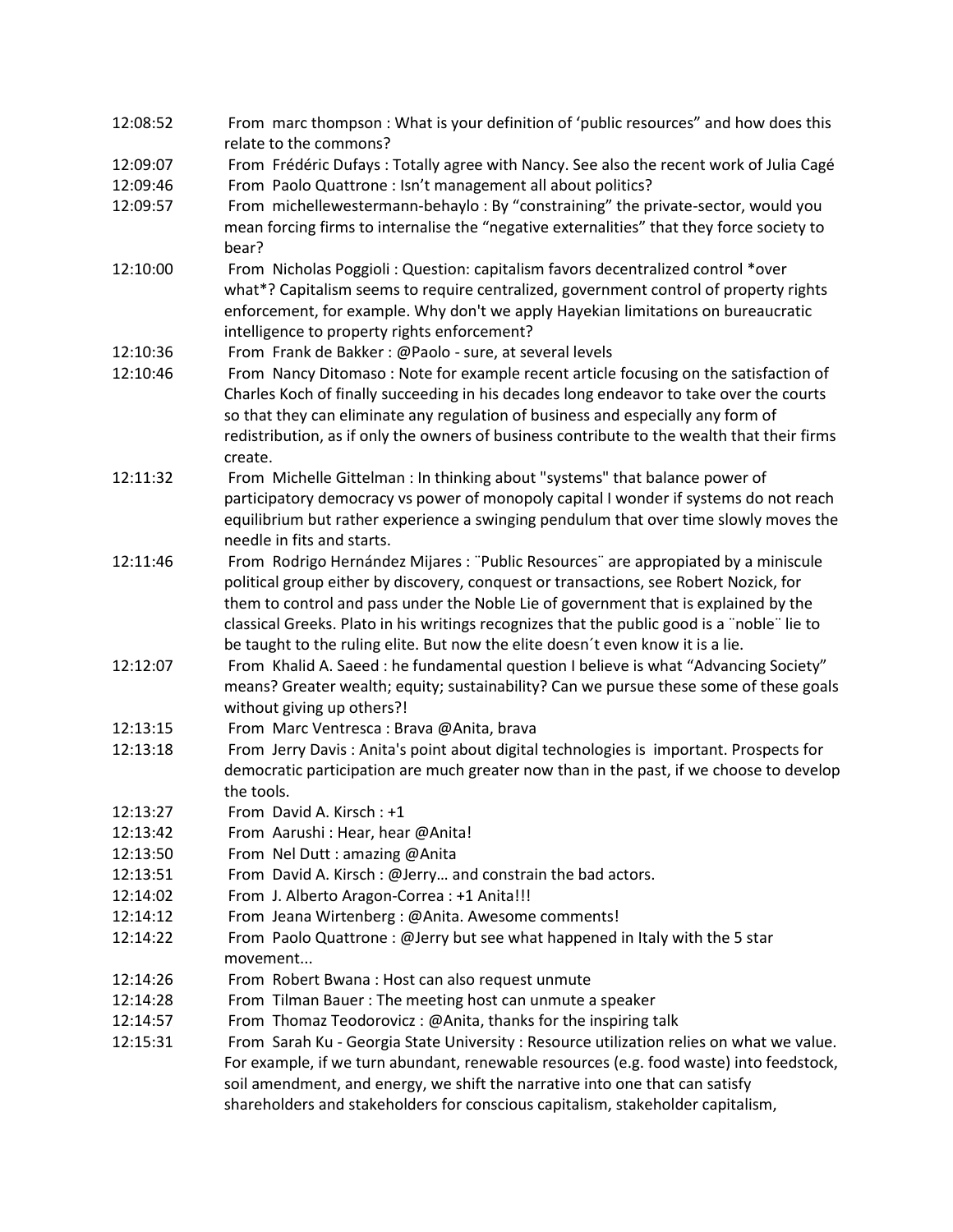12:08:52 From marc thompson : What is your definition of 'public resources" and how does this relate to the commons?

12:09:07 From Frédéric Dufays : Totally agree with Nancy. See also the recent work of Julia Cagé

12:09:46 From Paolo Quattrone : Isn't management all about politics?

12:09:57 From michellewestermann-behaylo : By "constraining" the private-sector, would you mean forcing firms to internalise the "negative externalities" that they force society to bear?

12:10:00 From Nicholas Poggioli : Question: capitalism favors decentralized control *over what*? Capitalism seems to require centralized, government control of property rights enforcement, for example. Why don't we apply Hayekian limitations on bureaucratic intelligence to property rights enforcement?

12:10:36 From Frank de Bakker : @Paolo - sure, at several levels

12:10:46 From Nancy Ditomaso : Note for example recent article focusing on the satisfaction of Charles Koch of finally succeeding in his decades long endeavor to take over the courts so that they can eliminate any regulation of business and especially any form of redistribution, as if only the owners of business contribute to the wealth that their firms create.

12:11:32 From Michelle Gittelman : In thinking about "systems" that balance power of participatory democracy vs power of monopoly capital I wonder if systems do not reach equilibrium but rather experience a swinging pendulum that over time slowly moves the needle in fits and starts.

12:11:46 From Rodrigo Hernández Mijares : ¨Public Resources¨ are appropiated by a miniscule political group either by discovery, conquest or transactions, see Robert Nozick, for them to control and pass under the Noble Lie of government that is explained by the classical Greeks. Plato in his writings recognizes that the public good is a ¨noble¨ lie to be taught to the ruling elite. But now the elite doesn´t even know it is a lie.

12:12:07 From Khalid A. Saeed : he fundamental question I believe is what "Advancing Society" means? Greater wealth; equity; sustainability? Can we pursue these some of these goals without giving up others?!

12:13:15 From Marc Ventresca : Brava @Anita, brava

12:13:18 From Jerry Davis : Anita's point about digital technologies is important. Prospects for democratic participation are much greater now than in the past, if we choose to develop the tools.

12:13:27 From David A. Kirsch : +1

12:13:42 From Aarushi : Hear, hear @Anita!

12:13:50 From Nel Dutt : amazing @Anita

12:13:51 From David A. Kirsch : @Jerry… and constrain the bad actors.

12:14:02 From J. Alberto Aragon-Correa : +1 Anita!!!

12:14:12 From Jeana Wirtenberg : @Anita. Awesome comments!

12:14:22 From Paolo Quattrone : @Jerry but see what happened in Italy with the 5 star movement...

12:14:26 From Robert Bwana : Host can also request unmute

12:14:28 From Tilman Bauer : The meeting host can unmute a speaker

12:14:57 From Thomaz Teodorovicz : @Anita, thanks for the inspiring talk

12:15:31 From Sarah Ku - Georgia State University : Resource utilization relies on what we value. For example, if we turn abundant, renewable resources (e.g. food waste) into feedstock, soil amendment, and energy, we shift the narrative into one that can satisfy shareholders and stakeholders for conscious capitalism, stakeholder capitalism,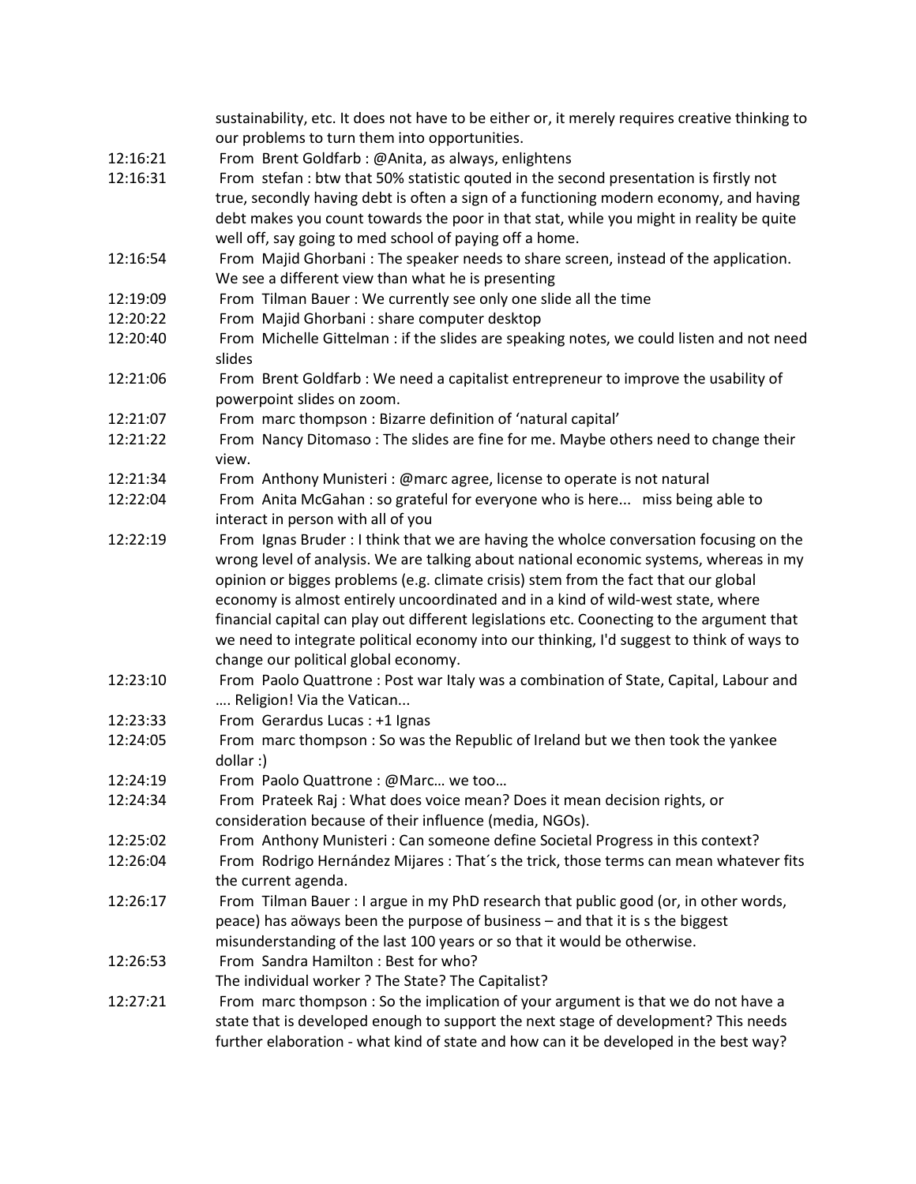sustainability, etc. It does not have to be either or, it merely requires creative thinking to our problems to turn them into opportunities.

| | |
|---|---|
| 12:16:21 | From Brent Goldfarb : @Anita, as always, enlightens |
| 12:16:31 | From stefan : btw that 50% statistic qouted in the second presentation is firstly not true, secondly having debt is often a sign of a functioning modern economy, and having debt makes you count towards the poor in that stat, while you might in reality be quite well off, say going to med school of paying off a home. |
| 12:16:54 | From Majid Ghorbani : The speaker needs to share screen, instead of the application. We see a different view than what he is presenting |
| 12:19:09 | From Tilman Bauer : We currently see only one slide all the time |
| 12:20:22 | From Majid Ghorbani : share computer desktop |
| 12:20:40 | From Michelle Gittelman : if the slides are speaking notes, we could listen and not need slides |
| 12:21:06 | From Brent Goldfarb : We need a capitalist entrepreneur to improve the usability of powerpoint slides on zoom. |
| 12:21:07 | From marc thompson : Bizarre definition of 'natural capital' |
| 12:21:22 | From Nancy Ditomaso : The slides are fine for me. Maybe others need to change their view. |
| 12:21:34 | From Anthony Munisteri : @marc agree, license to operate is not natural |
| 12:22:04 | From Anita McGahan : so grateful for everyone who is here... miss being able to interact in person with all of you |
| 12:22:19 | From Ignas Bruder : I think that we are having the wholce conversation focusing on the wrong level of analysis. We are talking about national economic systems, whereas in my opinion or bigges problems (e.g. climate crisis) stem from the fact that our global economy is almost entirely uncoordinated and in a kind of wild-west state, where financial capital can play out different legislations etc. Coonecting to the argument that we need to integrate political economy into our thinking, I'd suggest to think of ways to change our political global economy. |
| 12:23:10 | From Paolo Quattrone : Post war Italy was a combination of State, Capital, Labour and …. Religion! Via the Vatican... |
| 12:23:33 | From Gerardus Lucas : +1 Ignas |
| 12:24:05 | From marc thompson : So was the Republic of Ireland but we then took the yankee dollar :) |
| 12:24:19 | From Paolo Quattrone : @Marc… we too… |
| 12:24:34 | From Prateek Raj : What does voice mean? Does it mean decision rights, or consideration because of their influence (media, NGOs). |
| 12:25:02 | From Anthony Munisteri : Can someone define Societal Progress in this context? |
| 12:26:04 | From Rodrigo Hernández Mijares : That´s the trick, those terms can mean whatever fits the current agenda. |
| 12:26:17 | From Tilman Bauer : I argue in my PhD research that public good (or, in other words, peace) has aöways been the purpose of business – and that it is s the biggest misunderstanding of the last 100 years or so that it would be otherwise. |
| 12:26:53 | From Sandra Hamilton : Best for who?<br>The individual worker ? The State? The Capitalist? |
| 12:27:21 | From marc thompson : So the implication of your argument is that we do not have a state that is developed enough to support the next stage of development? This needs further elaboration - what kind of state and how can it be developed in the best way? |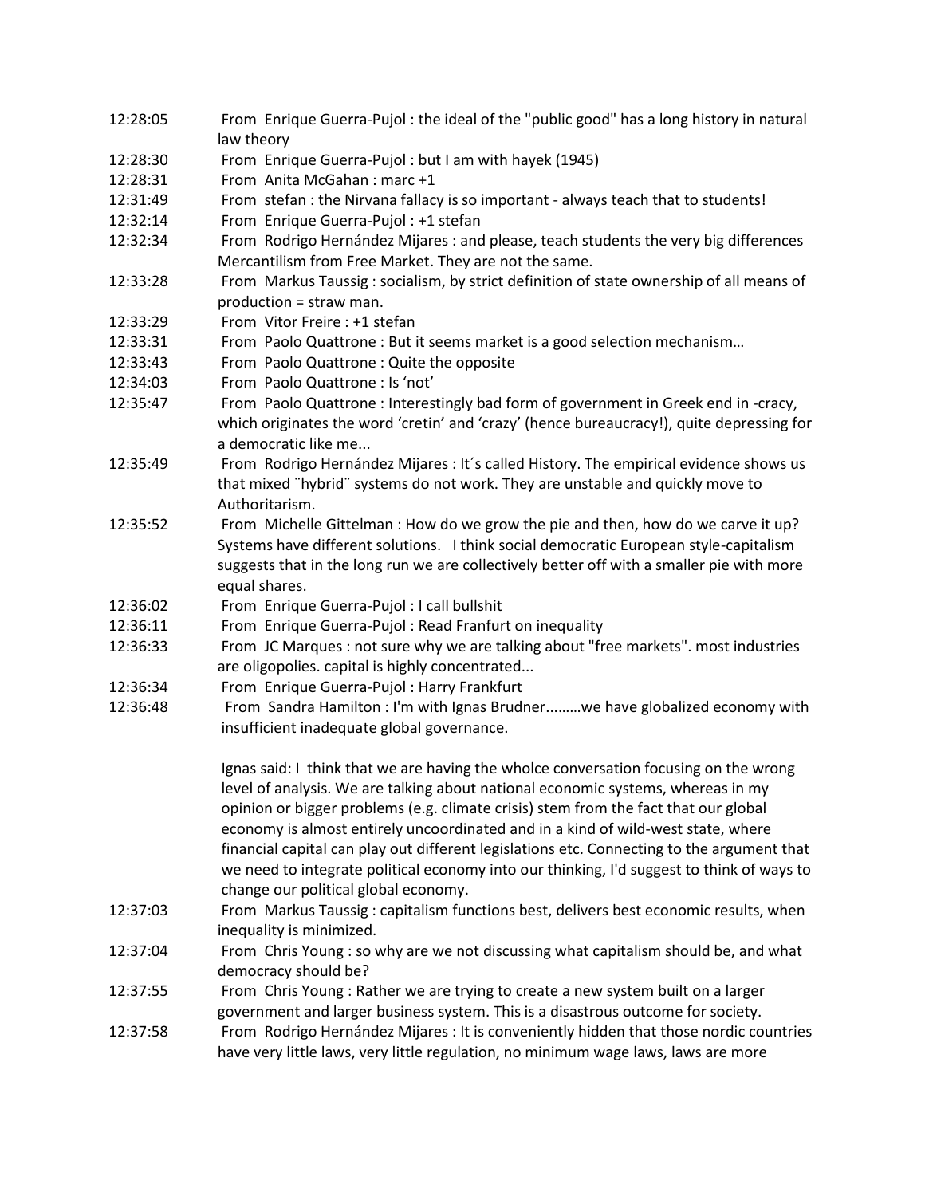| | |
|---|---|
| 12:28:05 | From Enrique Guerra-Pujol : the ideal of the "public good" has a long history in natural law theory |
| 12:28:30 | From Enrique Guerra-Pujol : but I am with hayek (1945) |
| 12:28:31 | From Anita McGahan : marc +1 |
| 12:31:49 | From stefan : the Nirvana fallacy is so important - always teach that to students! |
| 12:32:14 | From Enrique Guerra-Pujol : +1 stefan |
| 12:32:34 | From Rodrigo Hernández Mijares : and please, teach students the very big differences Mercantilism from Free Market. They are not the same. |
| 12:33:28 | From Markus Taussig : socialism, by strict definition of state ownership of all means of production = straw man. |
| 12:33:29 | From Vitor Freire : +1 stefan |
| 12:33:31 | From Paolo Quattrone : But it seems market is a good selection mechanism… |
| 12:33:43 | From Paolo Quattrone : Quite the opposite |
| 12:34:03 | From Paolo Quattrone : Is 'not' |
| 12:35:47 | From Paolo Quattrone : Interestingly bad form of government in Greek end in -cracy, which originates the word 'cretin' and 'crazy' (hence bureaucracy!), quite depressing for a democratic like me... |
| 12:35:49 | From Rodrigo Hernández Mijares : It´s called History. The empirical evidence shows us that mixed ¨hybrid¨ systems do not work. They are unstable and quickly move to Authoritarism. |
| 12:35:52 | From Michelle Gittelman : How do we grow the pie and then, how do we carve it up? Systems have different solutions. I think social democratic European style-capitalism suggests that in the long run we are collectively better off with a smaller pie with more equal shares. |
| 12:36:02 | From Enrique Guerra-Pujol : I call bullshit |
| 12:36:11 | From Enrique Guerra-Pujol : Read Franfurt on inequality |
| 12:36:33 | From JC Marques : not sure why we are talking about "free markets". most industries are oligopolies. capital is highly concentrated... |
| 12:36:34 | From Enrique Guerra-Pujol : Harry Frankfurt |
| 12:36:48 | From Sandra Hamilton : I'm with Ignas Brudner………we have globalized economy with insufficient inadequate global governance.<br><br>Ignas said: I think that we are having the wholce conversation focusing on the wrong level of analysis. We are talking about national economic systems, whereas in my opinion or bigger problems (e.g. climate crisis) stem from the fact that our global economy is almost entirely uncoordinated and in a kind of wild-west state, where financial capital can play out different legislations etc. Connecting to the argument that we need to integrate political economy into our thinking, I'd suggest to think of ways to change our political global economy. |
| 12:37:03 | From Markus Taussig : capitalism functions best, delivers best economic results, when inequality is minimized. |
| 12:37:04 | From Chris Young : so why are we not discussing what capitalism should be, and what democracy should be? |
| 12:37:55 | From Chris Young : Rather we are trying to create a new system built on a larger government and larger business system. This is a disastrous outcome for society. |
| 12:37:58 | From Rodrigo Hernández Mijares : It is conveniently hidden that those nordic countries have very little laws, very little regulation, no minimum wage laws, laws are more |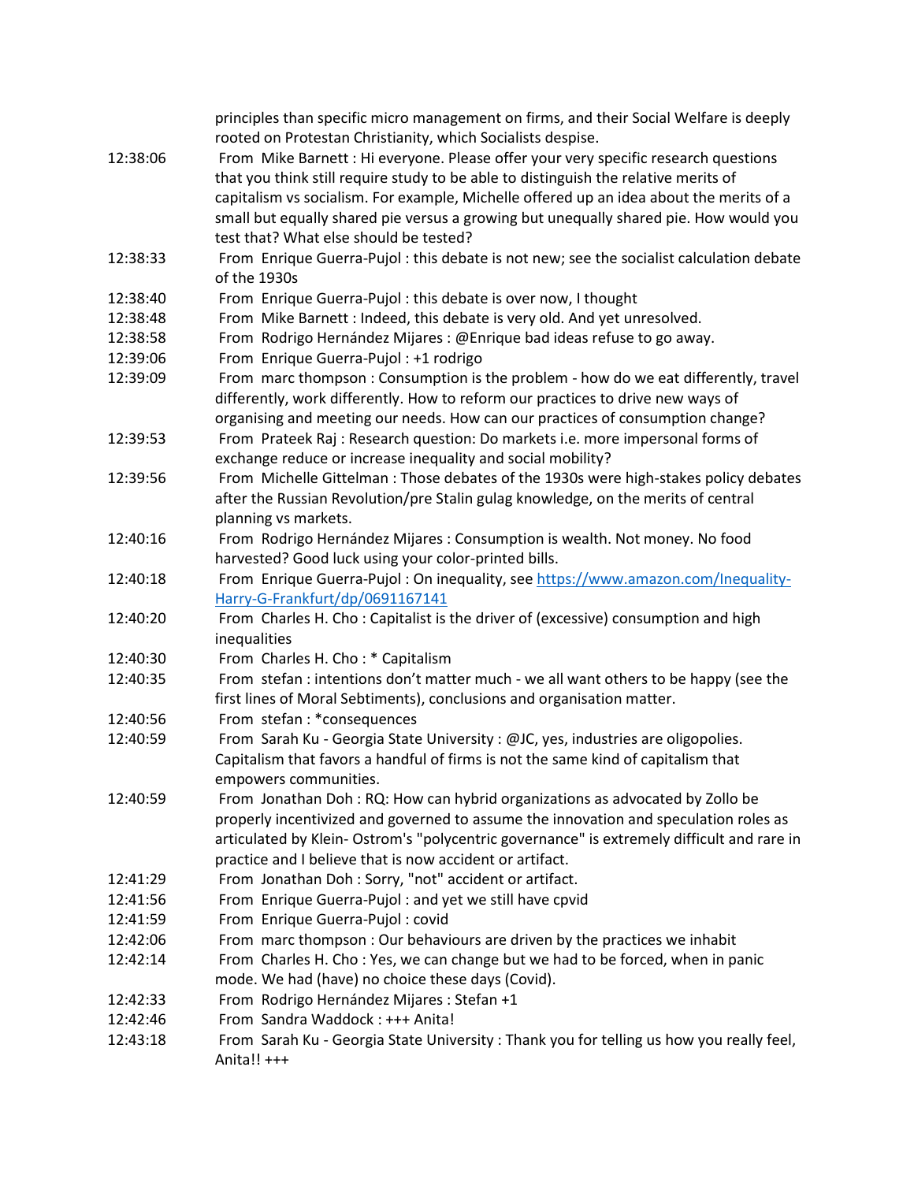principles than specific micro management on firms, and their Social Welfare is deeply rooted on Protestan Christianity, which Socialists despise.

12:38:06 From Mike Barnett : Hi everyone. Please offer your very specific research questions that you think still require study to be able to distinguish the relative merits of capitalism vs socialism. For example, Michelle offered up an idea about the merits of a small but equally shared pie versus a growing but unequally shared pie. How would you test that? What else should be tested?

12:38:33 From Enrique Guerra-Pujol : this debate is not new; see the socialist calculation debate of the 1930s

12:38:40 From Enrique Guerra-Pujol : this debate is over now, I thought

12:38:48 From Mike Barnett : Indeed, this debate is very old. And yet unresolved.

12:38:58 From Rodrigo Hernández Mijares : @Enrique bad ideas refuse to go away.

12:39:06 From Enrique Guerra-Pujol : +1 rodrigo

12:39:09 From marc thompson : Consumption is the problem - how do we eat differently, travel differently, work differently. How to reform our practices to drive new ways of organising and meeting our needs. How can our practices of consumption change?

12:39:53 From Prateek Raj : Research question: Do markets i.e. more impersonal forms of exchange reduce or increase inequality and social mobility?

12:39:56 From Michelle Gittelman : Those debates of the 1930s were high-stakes policy debates after the Russian Revolution/pre Stalin gulag knowledge, on the merits of central planning vs markets.

12:40:16 From Rodrigo Hernández Mijares : Consumption is wealth. Not money. No food harvested? Good luck using your color-printed bills.

12:40:18 From Enrique Guerra-Pujol : On inequality, see https://www.amazon.com/Inequality-Harry-G-Frankfurt/dp/0691167141

12:40:20 From Charles H. Cho : Capitalist is the driver of (excessive) consumption and high inequalities

12:40:30 From Charles H. Cho : * Capitalism

12:40:35 From stefan : intentions don't matter much - we all want others to be happy (see the first lines of Moral Sebtiments), conclusions and organisation matter.

12:40:56 From stefan : *consequences

12:40:59 From Sarah Ku - Georgia State University : @JC, yes, industries are oligopolies. Capitalism that favors a handful of firms is not the same kind of capitalism that empowers communities.

12:40:59 From Jonathan Doh : RQ: How can hybrid organizations as advocated by Zollo be properly incentivized and governed to assume the innovation and speculation roles as articulated by Klein- Ostrom's "polycentric governance" is extremely difficult and rare in practice and I believe that is now accident or artifact.

12:41:29 From Jonathan Doh : Sorry, "not" accident or artifact.

12:41:56 From Enrique Guerra-Pujol : and yet we still have cpvid

12:41:59 From Enrique Guerra-Pujol : covid

12:42:06 From marc thompson : Our behaviours are driven by the practices we inhabit

12:42:14 From Charles H. Cho : Yes, we can change but we had to be forced, when in panic mode. We had (have) no choice these days (Covid).

12:42:33 From Rodrigo Hernández Mijares : Stefan +1

12:42:46 From Sandra Waddock : +++ Anita!

12:43:18 From Sarah Ku - Georgia State University : Thank you for telling us how you really feel, Anita!! +++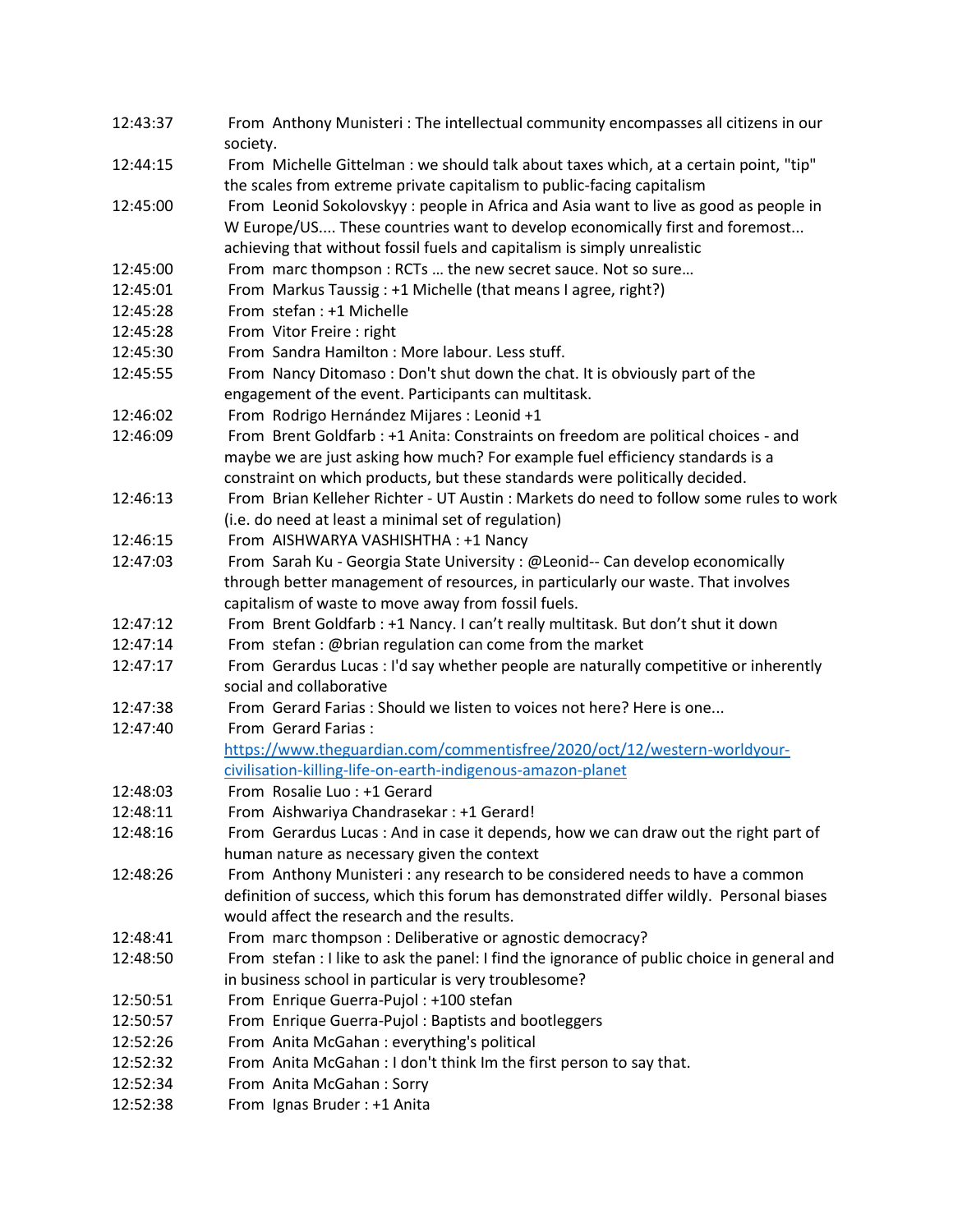| | |
|---|---|
| 12:43:37 | From Anthony Munisteri : The intellectual community encompasses all citizens in our society. |
| 12:44:15 | From Michelle Gittelman : we should talk about taxes which, at a certain point, "tip" the scales from extreme private capitalism to public-facing capitalism |
| 12:45:00 | From Leonid Sokolovskyy : people in Africa and Asia want to live as good as people in W Europe/US.... These countries want to develop economically first and foremost... achieving that without fossil fuels and capitalism is simply unrealistic |
| 12:45:00 | From marc thompson : RCTs … the new secret sauce. Not so sure… |
| 12:45:01 | From Markus Taussig : +1 Michelle (that means I agree, right?) |
| 12:45:28 | From stefan : +1 Michelle |
| 12:45:28 | From Vitor Freire : right |
| 12:45:30 | From Sandra Hamilton : More labour. Less stuff. |
| 12:45:55 | From Nancy Ditomaso : Don't shut down the chat. It is obviously part of the engagement of the event. Participants can multitask. |
| 12:46:02 | From Rodrigo Hernández Mijares : Leonid +1 |
| 12:46:09 | From Brent Goldfarb : +1 Anita: Constraints on freedom are political choices - and maybe we are just asking how much? For example fuel efficiency standards is a constraint on which products, but these standards were politically decided. |
| 12:46:13 | From Brian Kelleher Richter - UT Austin : Markets do need to follow some rules to work (i.e. do need at least a minimal set of regulation) |
| 12:46:15 | From AISHWARYA VASHISHTHA : +1 Nancy |
| 12:47:03 | From Sarah Ku - Georgia State University : @Leonid-- Can develop economically through better management of resources, in particularly our waste. That involves capitalism of waste to move away from fossil fuels. |
| 12:47:12 | From Brent Goldfarb : +1 Nancy. I can't really multitask. But don't shut it down |
| 12:47:14 | From stefan : @brian regulation can come from the market |
| 12:47:17 | From Gerardus Lucas : I'd say whether people are naturally competitive or inherently social and collaborative |
| 12:47:38 | From Gerard Farias : Should we listen to voices not here? Here is one... |
| 12:47:40 | From Gerard Farias : https://www.theguardian.com/commentisfree/2020/oct/12/western-worldyour-civilisation-killing-life-on-earth-indigenous-amazon-planet |
| 12:48:03 | From Rosalie Luo : +1 Gerard |
| 12:48:11 | From Aishwariya Chandrasekar : +1 Gerard! |
| 12:48:16 | From Gerardus Lucas : And in case it depends, how we can draw out the right part of human nature as necessary given the context |
| 12:48:26 | From Anthony Munisteri : any research to be considered needs to have a common definition of success, which this forum has demonstrated differ wildly. Personal biases would affect the research and the results. |
| 12:48:41 | From marc thompson : Deliberative or agnostic democracy? |
| 12:48:50 | From stefan : I like to ask the panel: I find the ignorance of public choice in general and in business school in particular is very troublesome? |
| 12:50:51 | From Enrique Guerra-Pujol : +100 stefan |
| 12:50:57 | From Enrique Guerra-Pujol : Baptists and bootleggers |
| 12:52:26 | From Anita McGahan : everything's political |
| 12:52:32 | From Anita McGahan : I don't think Im the first person to say that. |
| 12:52:34 | From Anita McGahan : Sorry |
| 12:52:38 | From Ignas Bruder : +1 Anita |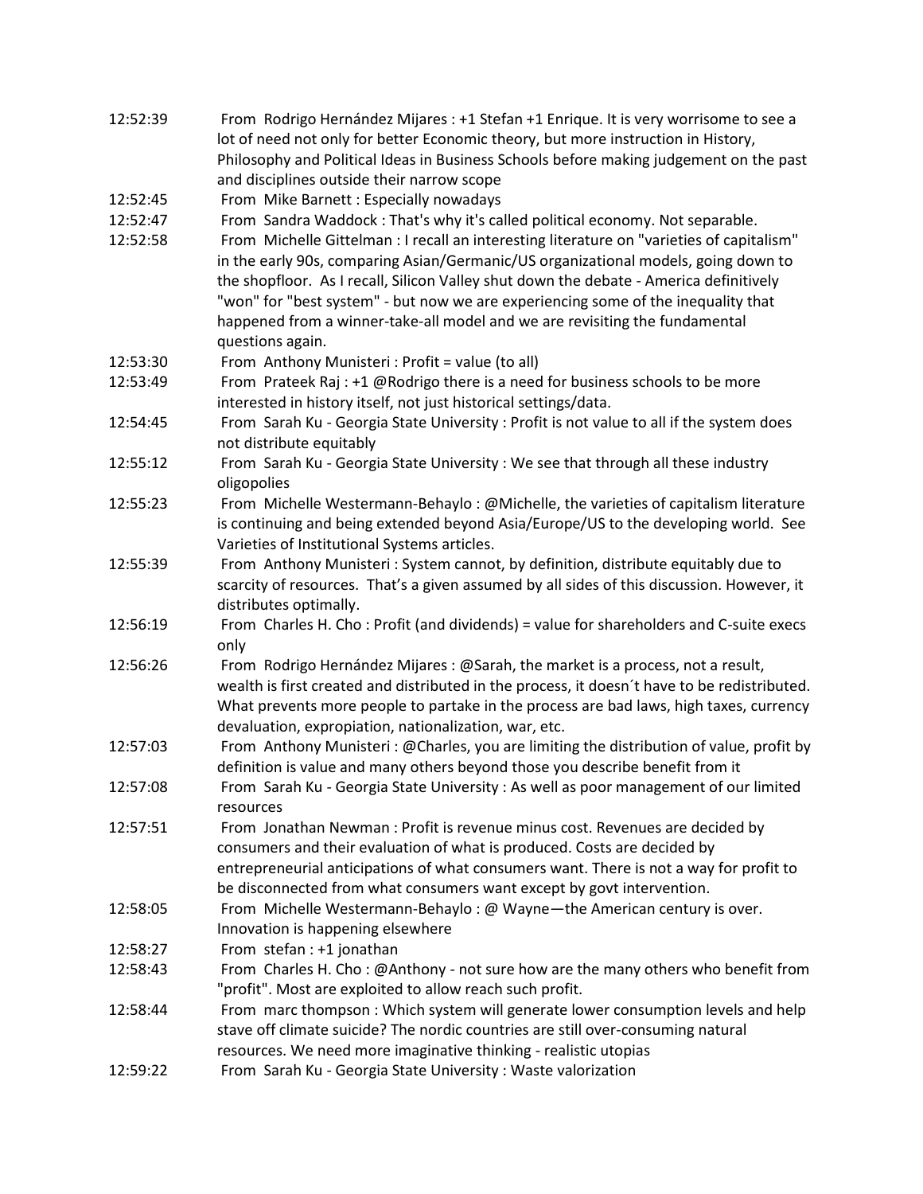12:52:39 From Rodrigo Hernández Mijares : +1 Stefan +1 Enrique. It is very worrisome to see a lot of need not only for better Economic theory, but more instruction in History, Philosophy and Political Ideas in Business Schools before making judgement on the past and disciplines outside their narrow scope

12:52:45 From Mike Barnett : Especially nowadays

12:52:47 From Sandra Waddock : That's why it's called political economy. Not separable.

12:52:58 From Michelle Gittelman : I recall an interesting literature on "varieties of capitalism" in the early 90s, comparing Asian/Germanic/US organizational models, going down to the shopfloor. As I recall, Silicon Valley shut down the debate - America definitively "won" for "best system" - but now we are experiencing some of the inequality that happened from a winner-take-all model and we are revisiting the fundamental questions again.

12:53:30 From Anthony Munisteri : Profit = value (to all)

12:53:49 From Prateek Raj : +1 @Rodrigo there is a need for business schools to be more interested in history itself, not just historical settings/data.

12:54:45 From Sarah Ku - Georgia State University : Profit is not value to all if the system does not distribute equitably

12:55:12 From Sarah Ku - Georgia State University : We see that through all these industry oligopolies

12:55:23 From Michelle Westermann-Behaylo : @Michelle, the varieties of capitalism literature is continuing and being extended beyond Asia/Europe/US to the developing world. See Varieties of Institutional Systems articles.

12:55:39 From Anthony Munisteri : System cannot, by definition, distribute equitably due to scarcity of resources. That's a given assumed by all sides of this discussion. However, it distributes optimally.

12:56:19 From Charles H. Cho : Profit (and dividends) = value for shareholders and C-suite execs only

12:56:26 From Rodrigo Hernández Mijares : @Sarah, the market is a process, not a result, wealth is first created and distributed in the process, it doesn´t have to be redistributed. What prevents more people to partake in the process are bad laws, high taxes, currency devaluation, expropiation, nationalization, war, etc.

12:57:03 From Anthony Munisteri : @Charles, you are limiting the distribution of value, profit by definition is value and many others beyond those you describe benefit from it

12:57:08 From Sarah Ku - Georgia State University : As well as poor management of our limited resources

12:57:51 From Jonathan Newman : Profit is revenue minus cost. Revenues are decided by consumers and their evaluation of what is produced. Costs are decided by entrepreneurial anticipations of what consumers want. There is not a way for profit to be disconnected from what consumers want except by govt intervention.

12:58:05 From Michelle Westermann-Behaylo : @ Wayne—the American century is over. Innovation is happening elsewhere

12:58:27 From stefan : +1 jonathan

12:58:43 From Charles H. Cho : @Anthony - not sure how are the many others who benefit from "profit". Most are exploited to allow reach such profit.

12:58:44 From marc thompson : Which system will generate lower consumption levels and help stave off climate suicide? The nordic countries are still over-consuming natural resources. We need more imaginative thinking - realistic utopias

12:59:22 From Sarah Ku - Georgia State University : Waste valorization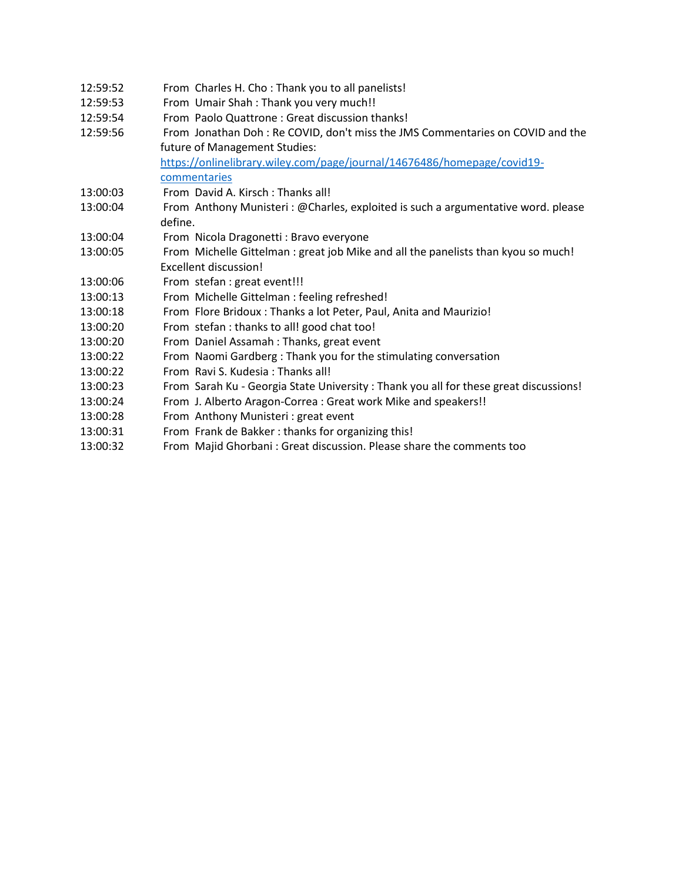12:59:52 From Charles H. Cho : Thank you to all panelists!
12:59:53 From Umair Shah : Thank you very much!!
12:59:54 From Paolo Quattrone : Great discussion thanks!
12:59:56 From Jonathan Doh : Re COVID, don't miss the JMS Commentaries on COVID and the future of Management Studies: https://onlinelibrary.wiley.com/page/journal/14676486/homepage/covid19-commentaries
13:00:03 From David A. Kirsch : Thanks all!
13:00:04 From Anthony Munisteri : @Charles, exploited is such a argumentative word. please define.
13:00:04 From Nicola Dragonetti : Bravo everyone
13:00:05 From Michelle Gittelman : great job Mike and all the panelists than kyou so much! Excellent discussion!
13:00:06 From stefan : great event!!!
13:00:13 From Michelle Gittelman : feeling refreshed!
13:00:18 From Flore Bridoux : Thanks a lot Peter, Paul, Anita and Maurizio!
13:00:20 From stefan : thanks to all! good chat too!
13:00:20 From Daniel Assamah : Thanks, great event
13:00:22 From Naomi Gardberg : Thank you for the stimulating conversation
13:00:22 From Ravi S. Kudesia : Thanks all!
13:00:23 From Sarah Ku - Georgia State University : Thank you all for these great discussions!
13:00:24 From J. Alberto Aragon-Correa : Great work Mike and speakers!!
13:00:28 From Anthony Munisteri : great event
13:00:31 From Frank de Bakker : thanks for organizing this!
13:00:32 From Majid Ghorbani : Great discussion. Please share the comments too